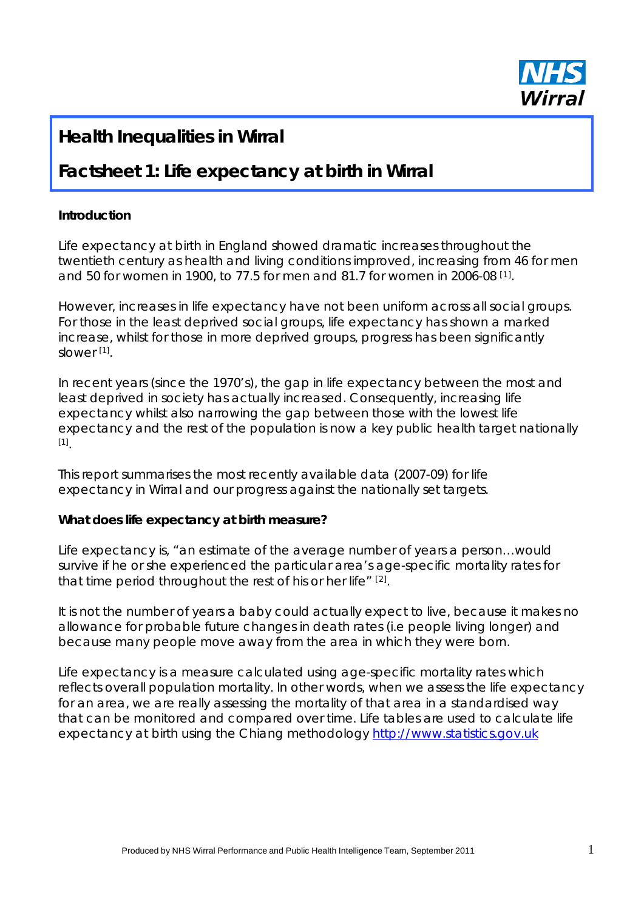# Health Inequalities in Wirral

## Factsheet 1: Life expectancy at birth in Wirral

**Introduction**

Life expectancy at birth in England showed dramatic increases throughout the twentieth century as health and living conditions improved, increasing from 46 for men and 50 for women in 1900, to 77.5 for men and 81.7 for women in 2006-08 [1].

However, increases in life expectancy have not been uniform across all social groups. For those in the least deprived social groups, life expectancy has shown a marked increase, whilst for those in more deprived groups, progress has been significantly slower [1].

In recent years (since the 1970's), the gap in life expectancy between the most and least deprived in society has actually increased. Consequently, increasing life expectancy whilst also narrowing the gap between those with the lowest life expectancy and the rest of the population is now a key public health target nationally [1].

This report summarises the most recently available data (2007-09) for life expectancy in Wirral and our progress against the nationally set targets.

**What does life expectancy at birth measure?**

Life expectancy is, "an estimate of the average number of years a person…would survive if he or she experienced the particular area's age-specific mortality rates for that time period throughout the rest of his or her life" [2].

It is not the number of years a baby could actually expect to live, because it makes no allowance for probable future changes in death rates (i.e people living longer) and because many people move away from the area in which they were born.

Life expectancy is a measure calculated using age-specific mortality rates which reflects overall population mortality. In other words, when we assess the life expectancy for an area, we are really assessing the mortality of that area in a standardised way that can be monitored and compared over time. Life tables are used to calculate life expectancy at birth using the Chiang methodology http://www.statistics.gov.uk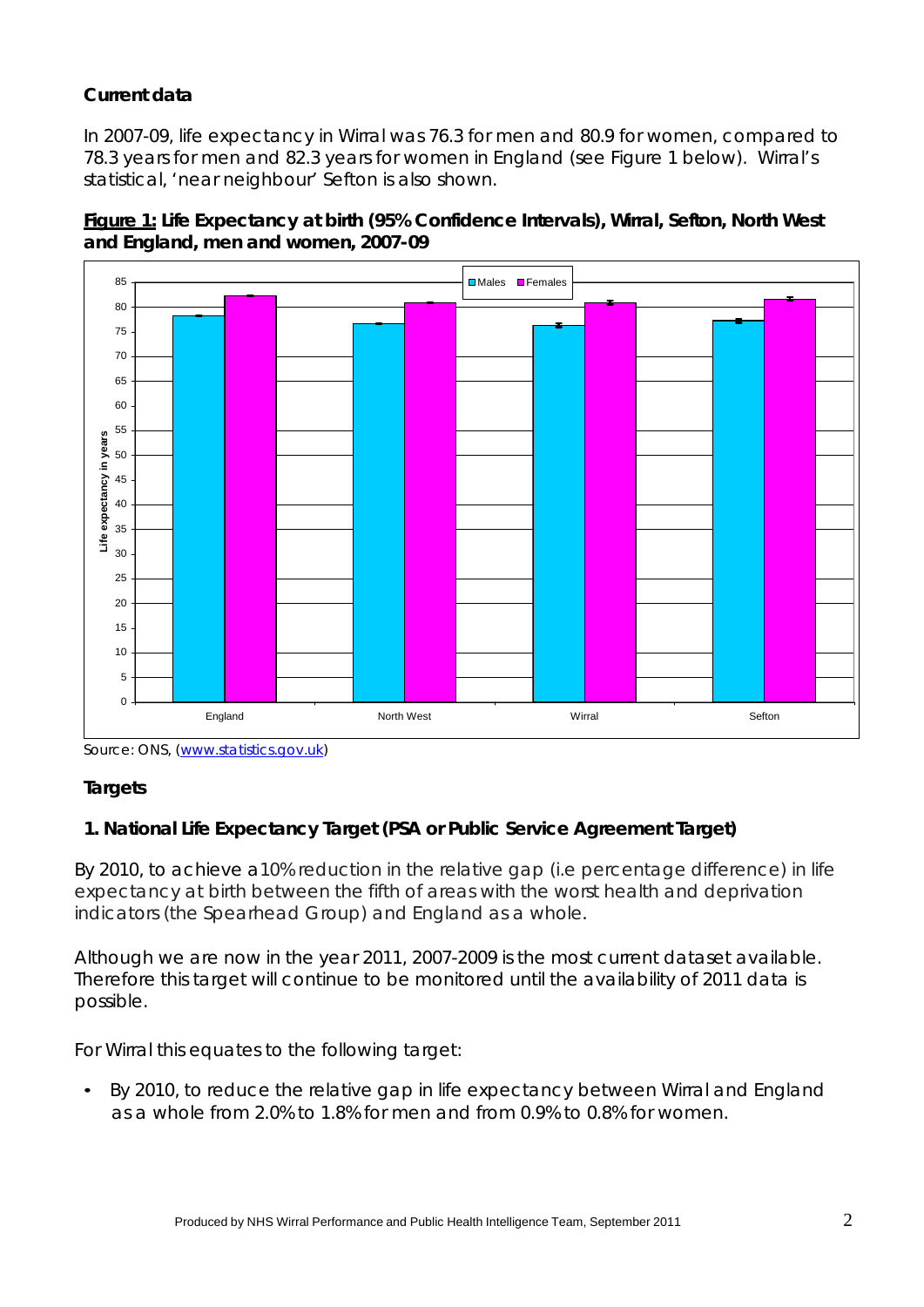**Current data**

In 2007-09, life expectancy in Wirral was 76.3 for men and 80.9 for women, compared to 78.3 years for men and 82.3 years for women in England (see Figure 1 below). Wirral's statistical, 'near neighbour' Sefton is also shown.

**Figure 1: Life Expectancy at birth (95% Confidence Intervals), Wirral, Sefton, North West and England, men and women, 2007-09**

Source: ONS, (www.statistics.gov.uk)

**Targets**

**1. National Life Expectancy Target (PSA or Public Service Agreement Target)**

By 2010, to achieve a 10% reduction in the relative gap (i.e percentage difference) in life expectancy at birth between the fifth of areas with the worst health and deprivation indicators (the Spearhead Group) and England as a whole.

Although we are now in the year 2011, 2007-2009 is the most current dataset available. Therefore this target will continue to be monitored until the availability of 2011 data is possible.

For Wirral this equates to the following target:

- By 2010, to reduce the relative gap in life expectancy between Wirral and England as a whole from 2.0% to 1.8% for men and from 0.9% to 0.8% for women.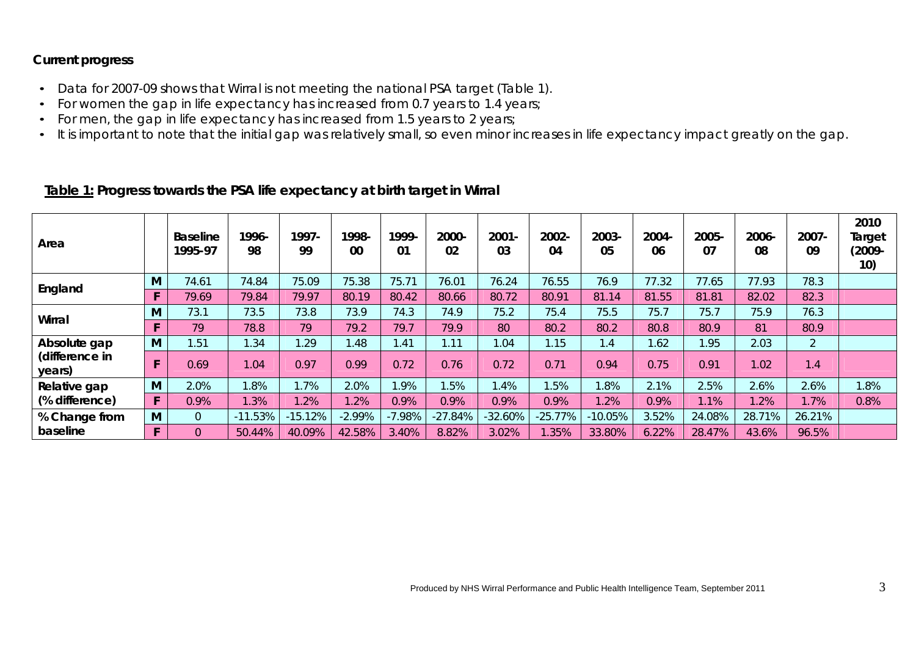**Current progress**

- Data for 2007-09 shows that Wirral is not meeting the national PSA target (Table 1).
- For women the gap in life expectancy has increased from 0.7 years to 1.4 years;
- For men, the gap in life expectancy has increased from 1.5 years to 2 years;
- It is important to note that the initial gap was relatively small, so even minor increases in life expectancy impact greatly on the gap.

**Table 1: Progress towards the PSA life expectancy at birth target in Wirral**

| Area | | Baseline 1995-97 | 1996-98 | 1997-99 | 1998-00 | 1999-01 | 2000-02 | 2001-03 | 2002-04 | 2003-05 | 2004-06 | 2005-07 | 2006-08 | 2007-09 | 2010 Target (2009-10) |
|---|---|---|---|---|---|---|---|---|---|---|---|---|---|---|---|
| England | M | 74.61 | 74.84 | 75.09 | 75.38 | 75.71 | 76.01 | 76.24 | 76.55 | 76.9 | 77.32 | 77.65 | 77.93 | 78.3 | |
| | F | 79.69 | 79.84 | 79.97 | 80.19 | 80.42 | 80.66 | 80.72 | 80.91 | 81.14 | 81.55 | 81.81 | 82.02 | 82.3 | |
| Wirral | M | 73.1 | 73.5 | 73.8 | 73.9 | 74.3 | 74.9 | 75.2 | 75.4 | 75.5 | 75.7 | 75.7 | 75.9 | 76.3 | |
| | F | 79 | 78.8 | 79 | 79.2 | 79.7 | 79.9 | 80 | 80.2 | 80.2 | 80.8 | 80.9 | 81 | 80.9 | |
| Absolute gap (difference in years) | M | 1.51 | 1.34 | 1.29 | 1.48 | 1.41 | 1.11 | 1.04 | 1.15 | 1.4 | 1.62 | 1.95 | 2.03 | 2 | |
| | F | 0.69 | 1.04 | 0.97 | 0.99 | 0.72 | 0.76 | 0.72 | 0.71 | 0.94 | 0.75 | 0.91 | 1.02 | 1.4 | |
| Relative gap (% difference) | M | 2.0% | 1.8% | 1.7% | 2.0% | 1.9% | 1.5% | 1.4% | 1.5% | 1.8% | 2.1% | 2.5% | 2.6% | 2.6% | 1.8% |
| | F | 0.9% | 1.3% | 1.2% | 1.2% | 0.9% | 0.9% | 0.9% | 0.9% | 1.2% | 0.9% | 1.1% | 1.2% | 1.7% | 0.8% |
| % Change from baseline | M | 0 | -11.53% | -15.12% | -2.99% | -7.98% | -27.84% | -32.60% | -25.77% | -10.05% | 3.52% | 24.08% | 28.71% | 26.21% | |
| | F | 0 | 50.44% | 40.09% | 42.58% | 3.40% | 8.82% | 3.02% | 1.35% | 33.80% | 6.22% | 28.47% | 43.6% | 96.5% | |

Produced by NHS Wirral Performance and Public Health Intelligence Team, September 2011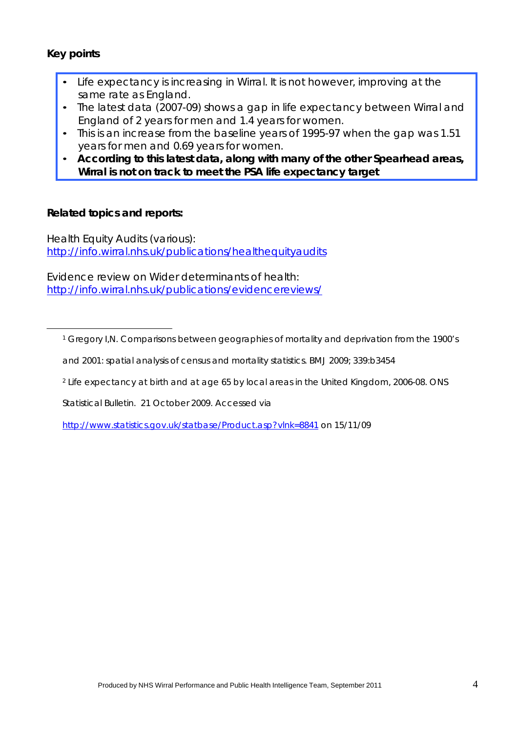**Key points**

- Life expectancy is increasing in Wirral. It is not however, improving at the same rate as England.
- The latest data (2007-09) shows a gap in life expectancy between Wirral and England of 2 years for men and 1.4 years for women.
- This is an increase from the baseline years of 1995-97 when the gap was 1.51 years for men and 0.69 years for women.
- **According to this latest data, along with many of the other Spearhead areas, Wirral is not on track to meet the PSA life expectancy target**

**Related topics and reports:**

Health Equity Audits (various):
http://info.wirral.nhs.uk/publications/healthequityaudits

Evidence review on Wider determinants of health:
http://info.wirral.nhs.uk/publications/evidencereviews/

---

[1] Gregory I,N. Comparisons between geographies of mortality and deprivation from the 1900's and 2001: spatial analysis of census and mortality statistics. BMJ 2009; 339:b3454

[2] Life expectancy at birth and at age 65 by local areas in the United Kingdom, 2006-08. ONS Statistical Bulletin. 21 October 2009. Accessed via http://www.statistics.gov.uk/statbase/Product.asp?vlnk=8841 on 15/11/09

Produced by NHS Wirral Performance and Public Health Intelligence Team, September 2011